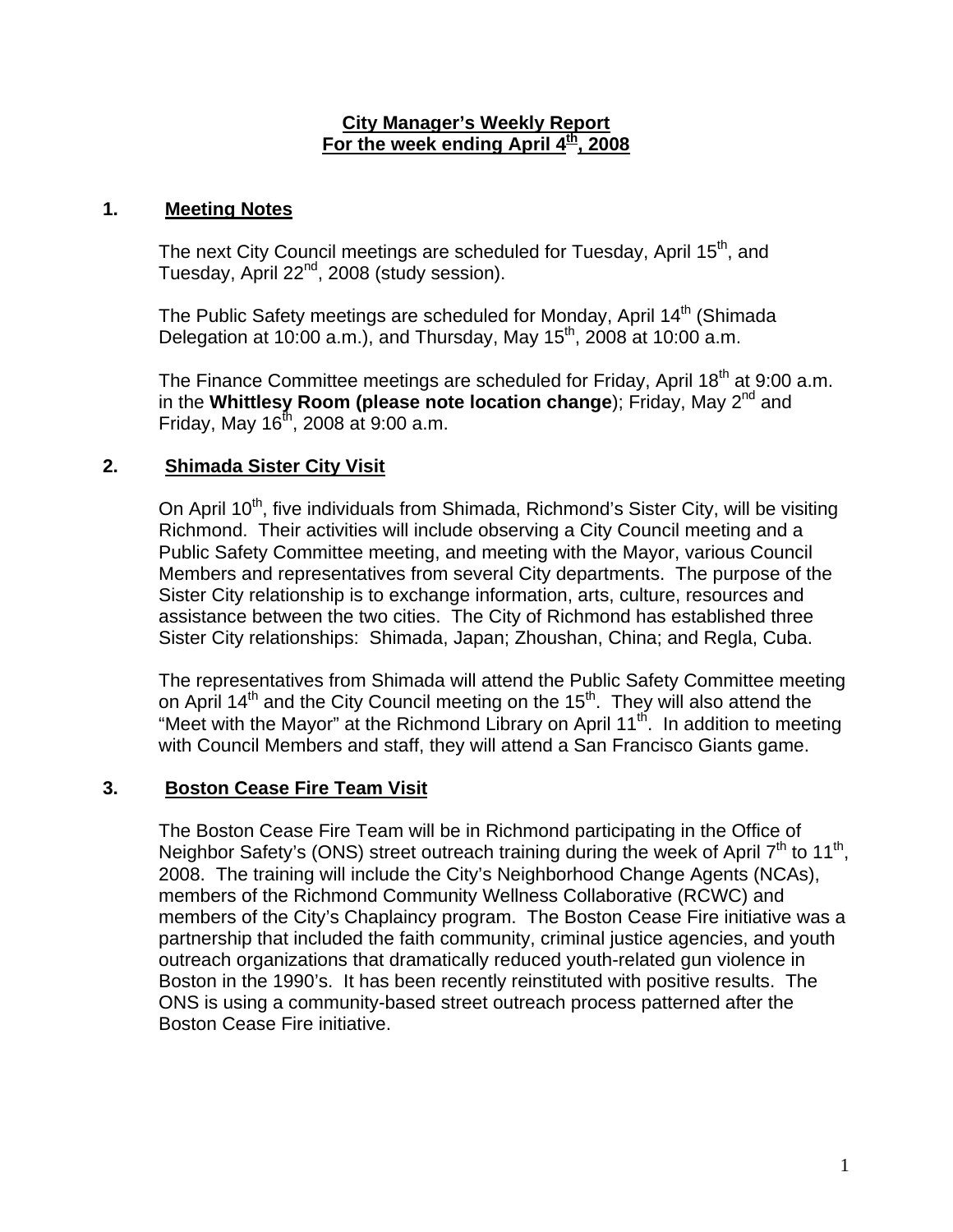# City Manager's Weekly Report
## For the week ending April 4th, 2008

### 1. Meeting Notes

The next City Council meetings are scheduled for Tuesday, April 15th, and Tuesday, April 22nd, 2008 (study session).

The Public Safety meetings are scheduled for Monday, April 14th (Shimada Delegation at 10:00 a.m.), and Thursday, May 15th, 2008 at 10:00 a.m.

The Finance Committee meetings are scheduled for Friday, April 18th at 9:00 a.m. in the **Whittlesy Room (please note location change**); Friday, May 2nd and Friday, May 16th, 2008 at 9:00 a.m.

### 2. Shimada Sister City Visit

On April 10th, five individuals from Shimada, Richmond's Sister City, will be visiting Richmond. Their activities will include observing a City Council meeting and a Public Safety Committee meeting, and meeting with the Mayor, various Council Members and representatives from several City departments. The purpose of the Sister City relationship is to exchange information, arts, culture, resources and assistance between the two cities. The City of Richmond has established three Sister City relationships: Shimada, Japan; Zhoushan, China; and Regla, Cuba.

The representatives from Shimada will attend the Public Safety Committee meeting on April 14th and the City Council meeting on the 15th. They will also attend the "Meet with the Mayor" at the Richmond Library on April 11th. In addition to meeting with Council Members and staff, they will attend a San Francisco Giants game.

### 3. Boston Cease Fire Team Visit

The Boston Cease Fire Team will be in Richmond participating in the Office of Neighbor Safety's (ONS) street outreach training during the week of April 7th to 11th, 2008. The training will include the City's Neighborhood Change Agents (NCAs), members of the Richmond Community Wellness Collaborative (RCWC) and members of the City's Chaplaincy program. The Boston Cease Fire initiative was a partnership that included the faith community, criminal justice agencies, and youth outreach organizations that dramatically reduced youth-related gun violence in Boston in the 1990's. It has been recently reinstituted with positive results. The ONS is using a community-based street outreach process patterned after the Boston Cease Fire initiative.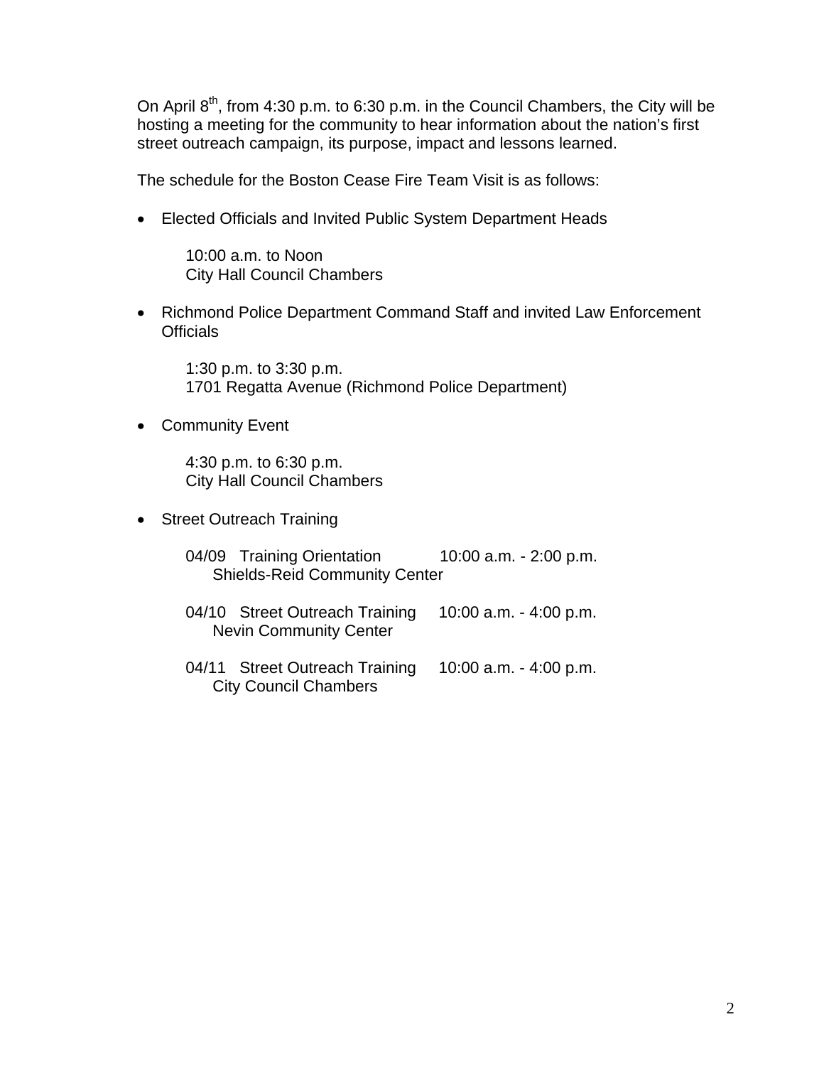On April 8th, from 4:30 p.m. to 6:30 p.m. in the Council Chambers, the City will be hosting a meeting for the community to hear information about the nation's first street outreach campaign, its purpose, impact and lessons learned.

The schedule for the Boston Cease Fire Team Visit is as follows:

- Elected Officials and Invited Public System Department Heads

  10:00 a.m. to Noon
  City Hall Council Chambers

- Richmond Police Department Command Staff and invited Law Enforcement Officials

  1:30 p.m. to 3:30 p.m.
  1701 Regatta Avenue (Richmond Police Department)

- Community Event

  4:30 p.m. to 6:30 p.m.
  City Hall Council Chambers

- Street Outreach Training

  04/09 Training Orientation 10:00 a.m. - 2:00 p.m.
  Shields-Reid Community Center

  04/10 Street Outreach Training 10:00 a.m. - 4:00 p.m.
  Nevin Community Center

  04/11 Street Outreach Training 10:00 a.m. - 4:00 p.m.
  City Council Chambers